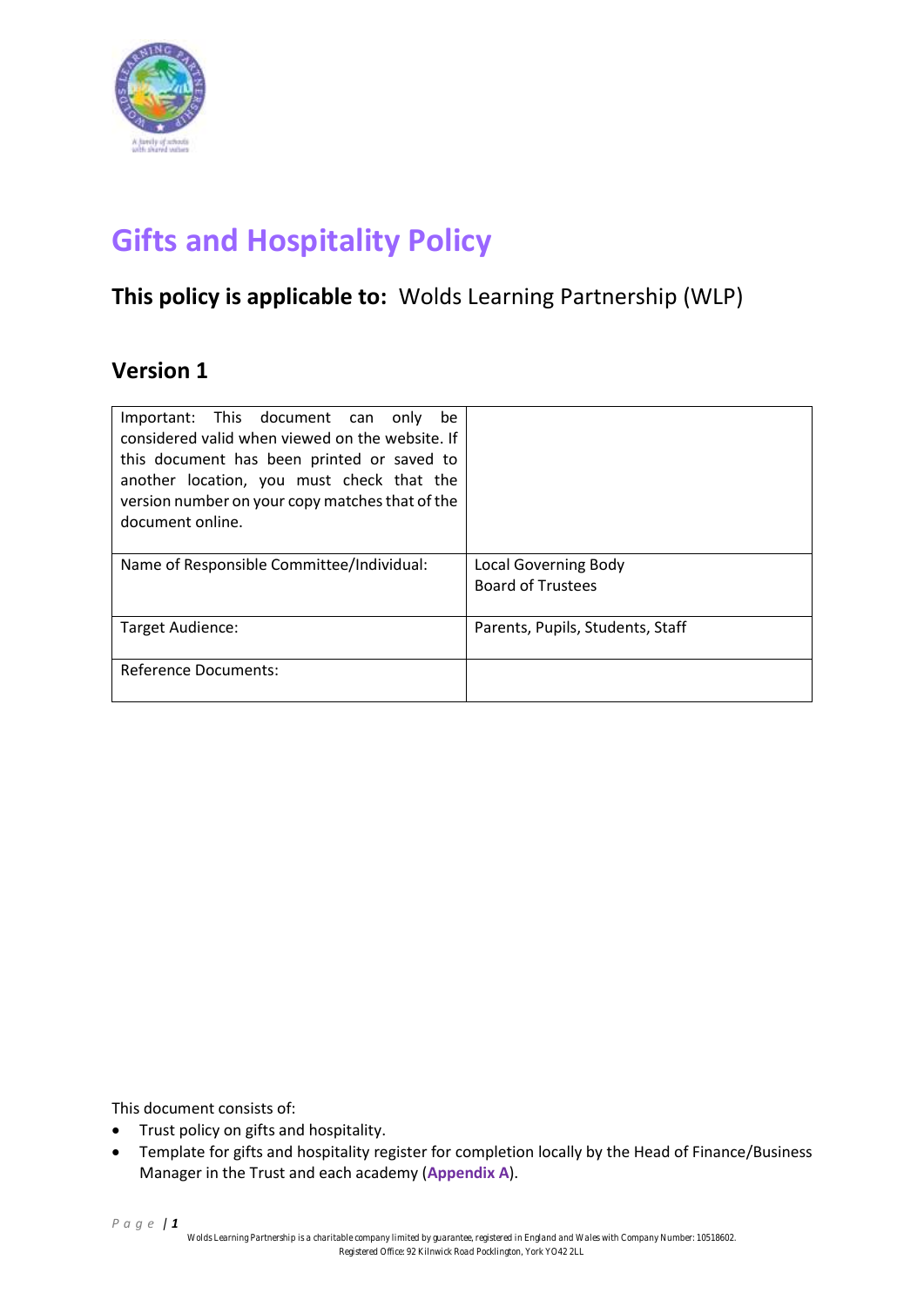# Gifts and Hospitality Policy

## This policy is applicable to: Wolds Learning Partnership (WLP)

## Version 1

| | |
|---|---|
| Important: This document can only be considered valid when viewed on the website. If this document has been printed or saved to another location, you must check that the version number on your copy matches that of the document online. | |
| Name of Responsible Committee/Individual: | Local Governing Body<br>Board of Trustees |
| Target Audience: | Parents, Pupils, Students, Staff |
| Reference Documents: | |

This document consists of:

- Trust policy on gifts and hospitality.
- Template for gifts and hospitality register for completion locally by the Head of Finance/Business Manager in the Trust and each academy (**Appendix A**).

Wolds Learning Partnership is a charitable company limited by guarantee, registered in England and Wales with Company Number: 10518602.
Registered Office: 92 Kilnwick Road Pocklington, York YO42 2LL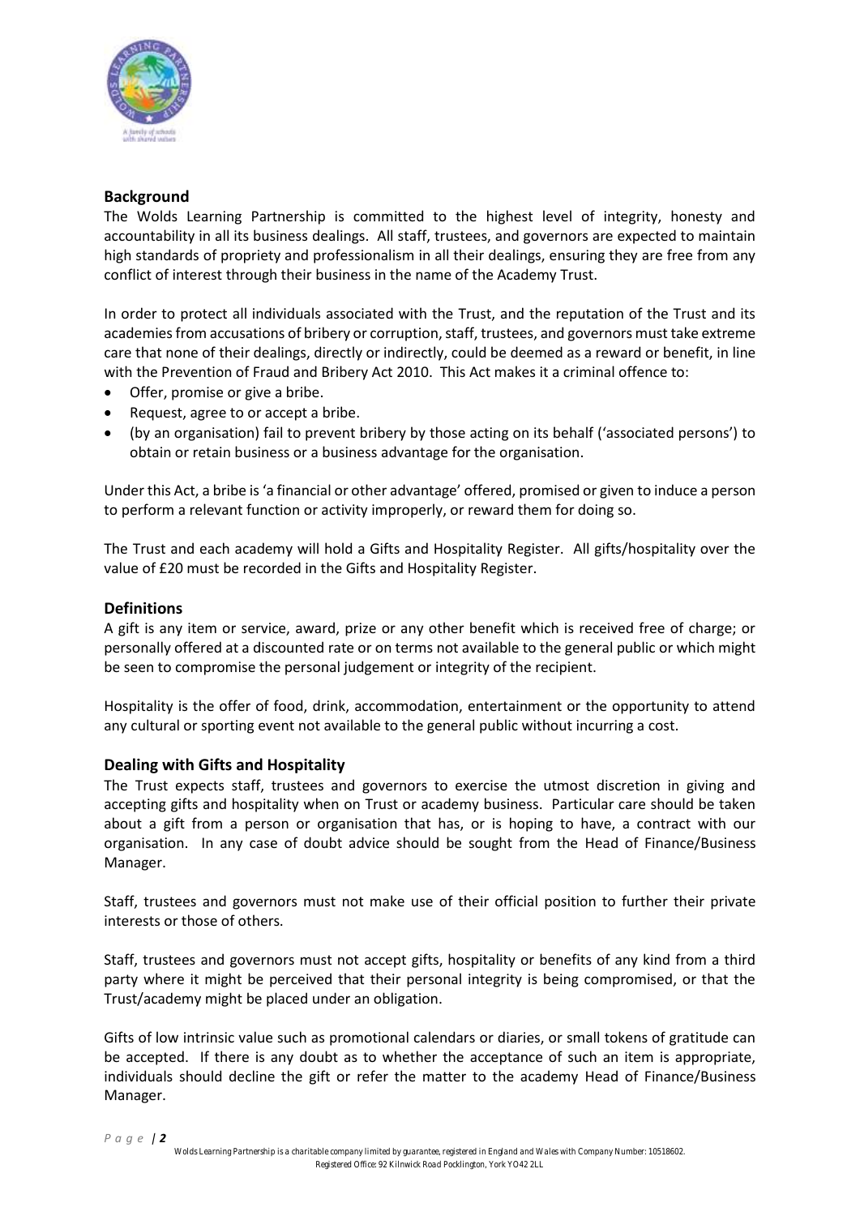## Background

The Wolds Learning Partnership is committed to the highest level of integrity, honesty and accountability in all its business dealings. All staff, trustees, and governors are expected to maintain high standards of propriety and professionalism in all their dealings, ensuring they are free from any conflict of interest through their business in the name of the Academy Trust.

In order to protect all individuals associated with the Trust, and the reputation of the Trust and its academies from accusations of bribery or corruption, staff, trustees, and governors must take extreme care that none of their dealings, directly or indirectly, could be deemed as a reward or benefit, in line with the Prevention of Fraud and Bribery Act 2010. This Act makes it a criminal offence to:

- Offer, promise or give a bribe.
- Request, agree to or accept a bribe.
- (by an organisation) fail to prevent bribery by those acting on its behalf ('associated persons') to obtain or retain business or a business advantage for the organisation.

Under this Act, a bribe is 'a financial or other advantage' offered, promised or given to induce a person to perform a relevant function or activity improperly, or reward them for doing so.

The Trust and each academy will hold a Gifts and Hospitality Register. All gifts/hospitality over the value of £20 must be recorded in the Gifts and Hospitality Register.

## Definitions

A gift is any item or service, award, prize or any other benefit which is received free of charge; or personally offered at a discounted rate or on terms not available to the general public or which might be seen to compromise the personal judgement or integrity of the recipient.

Hospitality is the offer of food, drink, accommodation, entertainment or the opportunity to attend any cultural or sporting event not available to the general public without incurring a cost.

## Dealing with Gifts and Hospitality

The Trust expects staff, trustees and governors to exercise the utmost discretion in giving and accepting gifts and hospitality when on Trust or academy business. Particular care should be taken about a gift from a person or organisation that has, or is hoping to have, a contract with our organisation. In any case of doubt advice should be sought from the Head of Finance/Business Manager.

Staff, trustees and governors must not make use of their official position to further their private interests or those of others.

Staff, trustees and governors must not accept gifts, hospitality or benefits of any kind from a third party where it might be perceived that their personal integrity is being compromised, or that the Trust/academy might be placed under an obligation.

Gifts of low intrinsic value such as promotional calendars or diaries, or small tokens of gratitude can be accepted. If there is any doubt as to whether the acceptance of such an item is appropriate, individuals should decline the gift or refer the matter to the academy Head of Finance/Business Manager.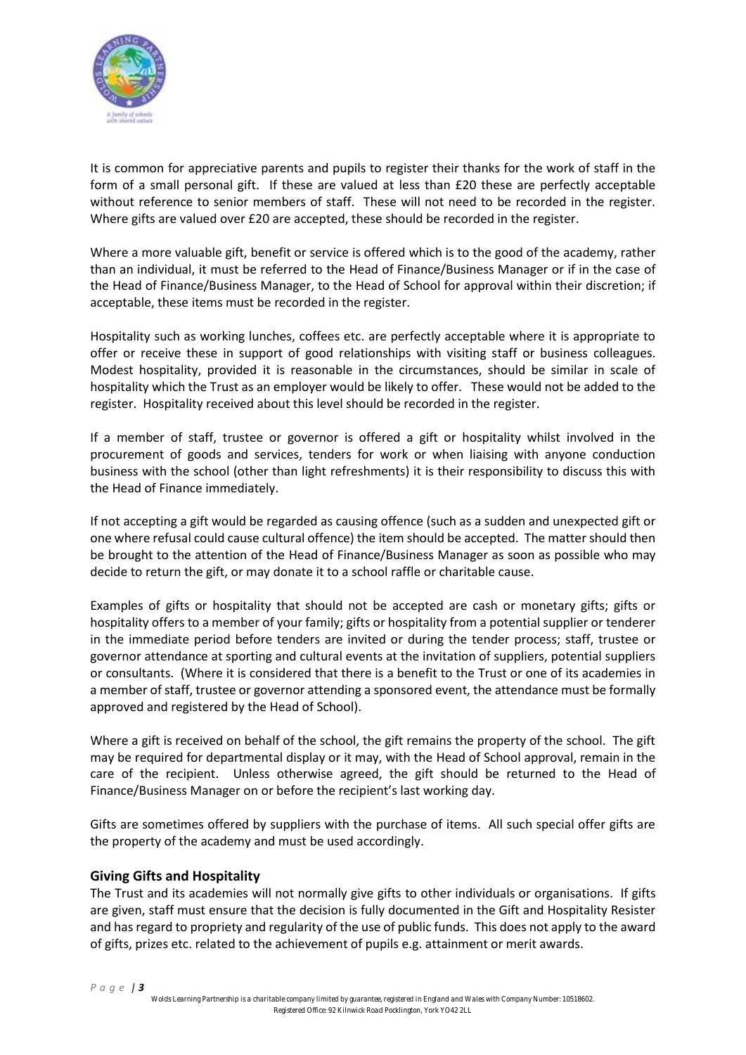It is common for appreciative parents and pupils to register their thanks for the work of staff in the form of a small personal gift. If these are valued at less than £20 these are perfectly acceptable without reference to senior members of staff. These will not need to be recorded in the register. Where gifts are valued over £20 are accepted, these should be recorded in the register.

Where a more valuable gift, benefit or service is offered which is to the good of the academy, rather than an individual, it must be referred to the Head of Finance/Business Manager or if in the case of the Head of Finance/Business Manager, to the Head of School for approval within their discretion; if acceptable, these items must be recorded in the register.

Hospitality such as working lunches, coffees etc. are perfectly acceptable where it is appropriate to offer or receive these in support of good relationships with visiting staff or business colleagues. Modest hospitality, provided it is reasonable in the circumstances, should be similar in scale of hospitality which the Trust as an employer would be likely to offer. These would not be added to the register. Hospitality received about this level should be recorded in the register.

If a member of staff, trustee or governor is offered a gift or hospitality whilst involved in the procurement of goods and services, tenders for work or when liaising with anyone conduction business with the school (other than light refreshments) it is their responsibility to discuss this with the Head of Finance immediately.

If not accepting a gift would be regarded as causing offence (such as a sudden and unexpected gift or one where refusal could cause cultural offence) the item should be accepted. The matter should then be brought to the attention of the Head of Finance/Business Manager as soon as possible who may decide to return the gift, or may donate it to a school raffle or charitable cause.

Examples of gifts or hospitality that should not be accepted are cash or monetary gifts; gifts or hospitality offers to a member of your family; gifts or hospitality from a potential supplier or tenderer in the immediate period before tenders are invited or during the tender process; staff, trustee or governor attendance at sporting and cultural events at the invitation of suppliers, potential suppliers or consultants. (Where it is considered that there is a benefit to the Trust or one of its academies in a member of staff, trustee or governor attending a sponsored event, the attendance must be formally approved and registered by the Head of School).

Where a gift is received on behalf of the school, the gift remains the property of the school. The gift may be required for departmental display or it may, with the Head of School approval, remain in the care of the recipient. Unless otherwise agreed, the gift should be returned to the Head of Finance/Business Manager on or before the recipient's last working day.

Gifts are sometimes offered by suppliers with the purchase of items. All such special offer gifts are the property of the academy and must be used accordingly.

## Giving Gifts and Hospitality

The Trust and its academies will not normally give gifts to other individuals or organisations. If gifts are given, staff must ensure that the decision is fully documented in the Gift and Hospitality Resister and has regard to propriety and regularity of the use of public funds. This does not apply to the award of gifts, prizes etc. related to the achievement of pupils e.g. attainment or merit awards.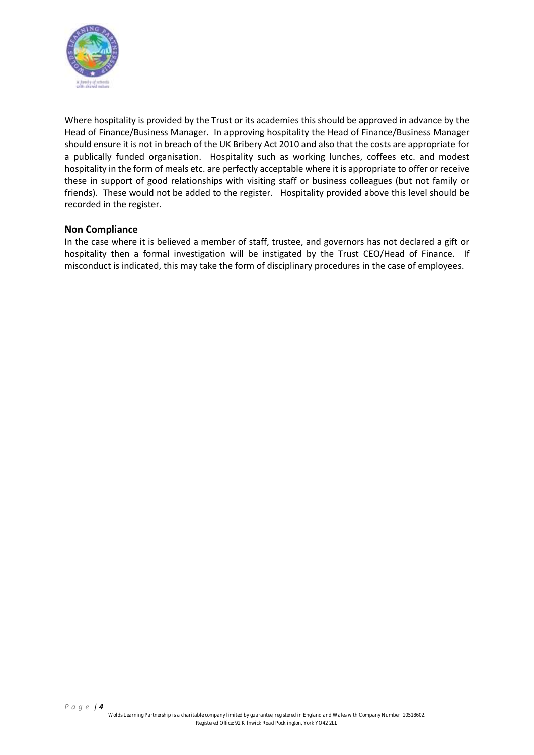Where hospitality is provided by the Trust or its academies this should be approved in advance by the Head of Finance/Business Manager. In approving hospitality the Head of Finance/Business Manager should ensure it is not in breach of the UK Bribery Act 2010 and also that the costs are appropriate for a publically funded organisation. Hospitality such as working lunches, coffees etc. and modest hospitality in the form of meals etc. are perfectly acceptable where it is appropriate to offer or receive these in support of good relationships with visiting staff or business colleagues (but not family or friends). These would not be added to the register. Hospitality provided above this level should be recorded in the register.

### Non Compliance

In the case where it is believed a member of staff, trustee, and governors has not declared a gift or hospitality then a formal investigation will be instigated by the Trust CEO/Head of Finance. If misconduct is indicated, this may take the form of disciplinary procedures in the case of employees.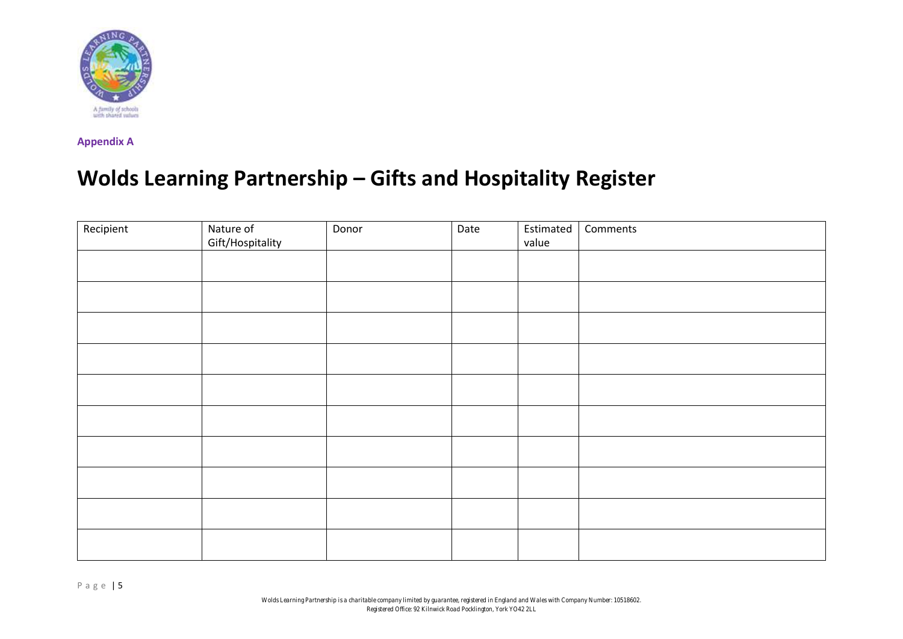**Appendix A**

# Wolds Learning Partnership – Gifts and Hospitality Register

| Recipient | Nature of Gift/Hospitality | Donor | Date | Estimated value | Comments |
|---|---|---|---|---|---|
| | | | | | |
| | | | | | |
| | | | | | |
| | | | | | |
| | | | | | |
| | | | | | |
| | | | | | |
| | | | | | |
| | | | | | |
| | | | | | |

Wolds Learning Partnership is a charitable company limited by guarantee, registered in England and Wales with Company Number: 10518602.
Registered Office: 92 Kilnwick Road Pocklington, York YO42 2LL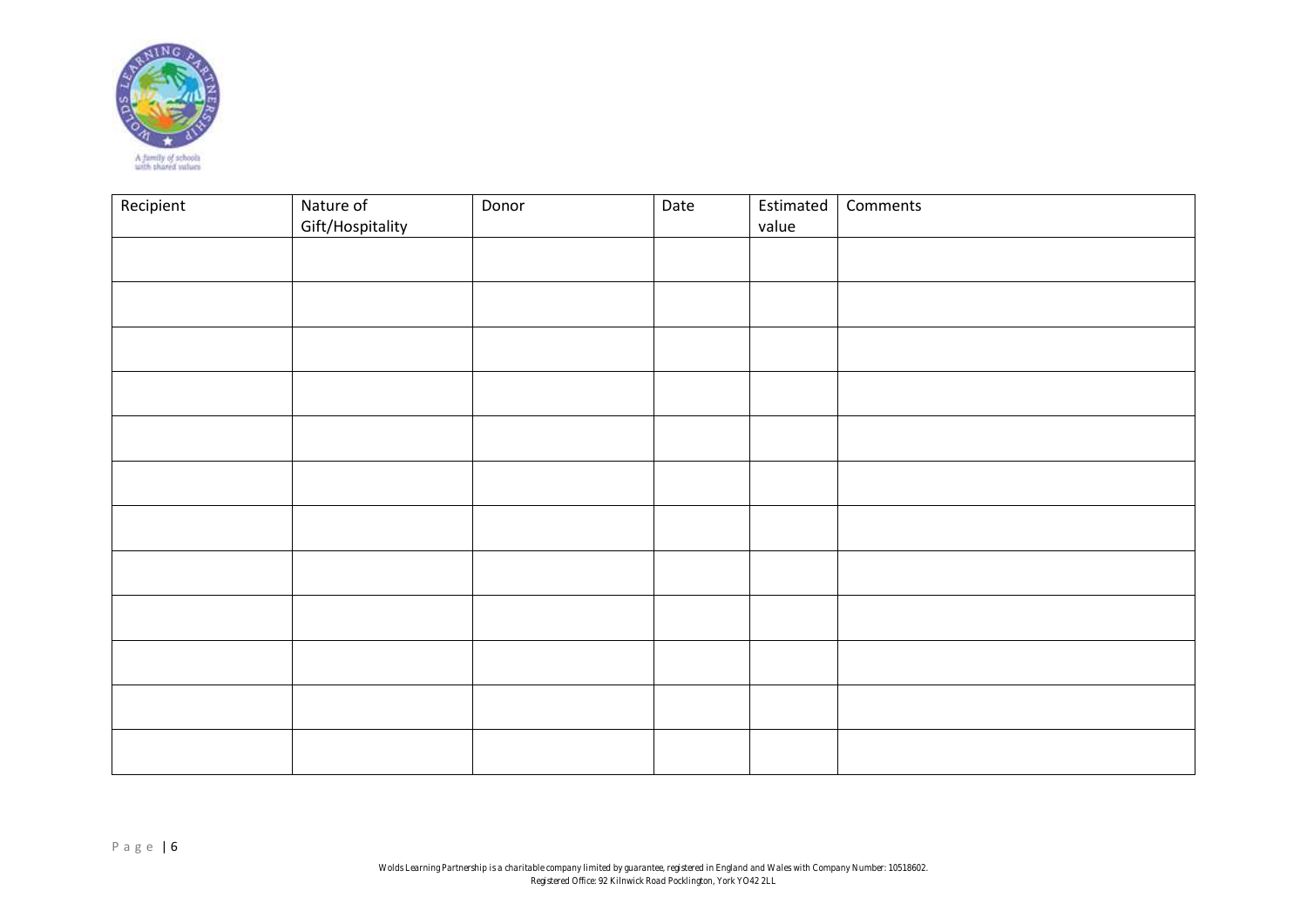| Recipient | Nature of Gift/Hospitality | Donor | Date | Estimated value | Comments |
|---|---|---|---|---|---|
| | | | | | |
| | | | | | |
| | | | | | |
| | | | | | |
| | | | | | |
| | | | | | |
| | | | | | |
| | | | | | |
| | | | | | |
| | | | | | |
| | | | | | |
| | | | | | |